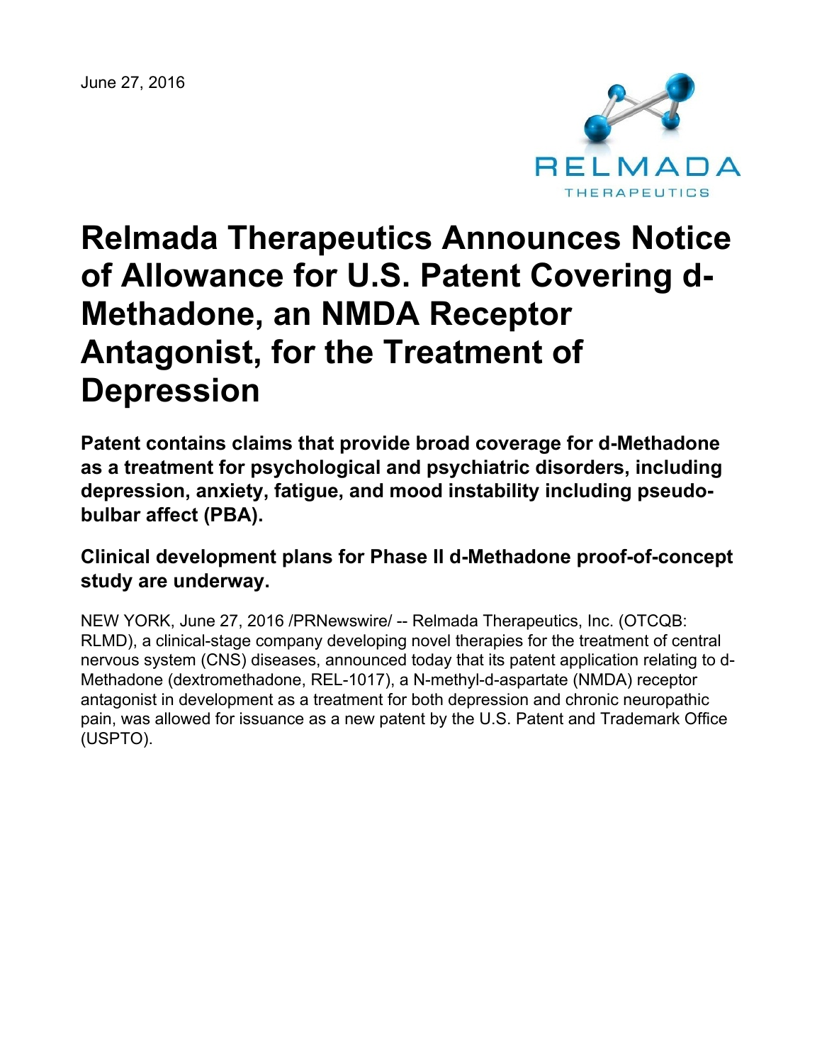June 27, 2016

# Relmada Therapeutics Announces Notice of Allowance for U.S. Patent Covering d-Methadone, an NMDA Receptor Antagonist, for the Treatment of Depression

## Patent contains claims that provide broad coverage for d-Methadone as a treatment for psychological and psychiatric disorders, including depression, anxiety, fatigue, and mood instability including pseudo-bulbar affect (PBA).

## Clinical development plans for Phase II d-Methadone proof-of-concept study are underway.

NEW YORK, June 27, 2016 /PRNewswire/ -- Relmada Therapeutics, Inc. (OTCQB: RLMD), a clinical-stage company developing novel therapies for the treatment of central nervous system (CNS) diseases, announced today that its patent application relating to d-Methadone (dextromethadone, REL-1017), a N-methyl-d-aspartate (NMDA) receptor antagonist in development as a treatment for both depression and chronic neuropathic pain, was allowed for issuance as a new patent by the U.S. Patent and Trademark Office (USPTO).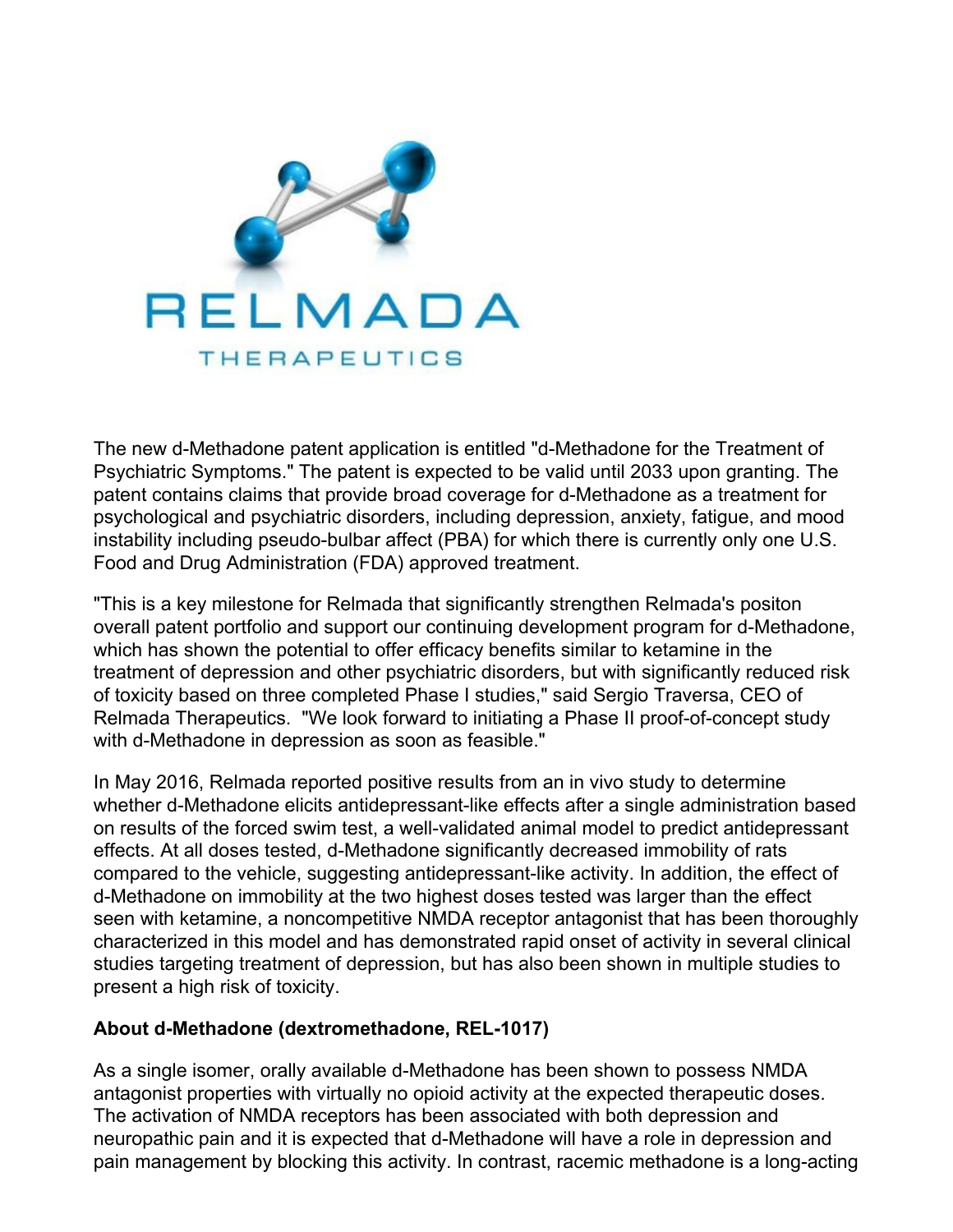The new d-Methadone patent application is entitled "d-Methadone for the Treatment of Psychiatric Symptoms." The patent is expected to be valid until 2033 upon granting. The patent contains claims that provide broad coverage for d-Methadone as a treatment for psychological and psychiatric disorders, including depression, anxiety, fatigue, and mood instability including pseudo-bulbar affect (PBA) for which there is currently only one U.S. Food and Drug Administration (FDA) approved treatment.

"This is a key milestone for Relmada that significantly strengthen Relmada's positon overall patent portfolio and support our continuing development program for d-Methadone, which has shown the potential to offer efficacy benefits similar to ketamine in the treatment of depression and other psychiatric disorders, but with significantly reduced risk of toxicity based on three completed Phase I studies," said Sergio Traversa, CEO of Relmada Therapeutics. "We look forward to initiating a Phase II proof-of-concept study with d-Methadone in depression as soon as feasible."

In May 2016, Relmada reported positive results from an in vivo study to determine whether d-Methadone elicits antidepressant-like effects after a single administration based on results of the forced swim test, a well-validated animal model to predict antidepressant effects. At all doses tested, d-Methadone significantly decreased immobility of rats compared to the vehicle, suggesting antidepressant-like activity. In addition, the effect of d-Methadone on immobility at the two highest doses tested was larger than the effect seen with ketamine, a noncompetitive NMDA receptor antagonist that has been thoroughly characterized in this model and has demonstrated rapid onset of activity in several clinical studies targeting treatment of depression, but has also been shown in multiple studies to present a high risk of toxicity.

**About d-Methadone (dextromethadone, REL-1017)**

As a single isomer, orally available d-Methadone has been shown to possess NMDA antagonist properties with virtually no opioid activity at the expected therapeutic doses. The activation of NMDA receptors has been associated with both depression and neuropathic pain and it is expected that d-Methadone will have a role in depression and pain management by blocking this activity. In contrast, racemic methadone is a long-acting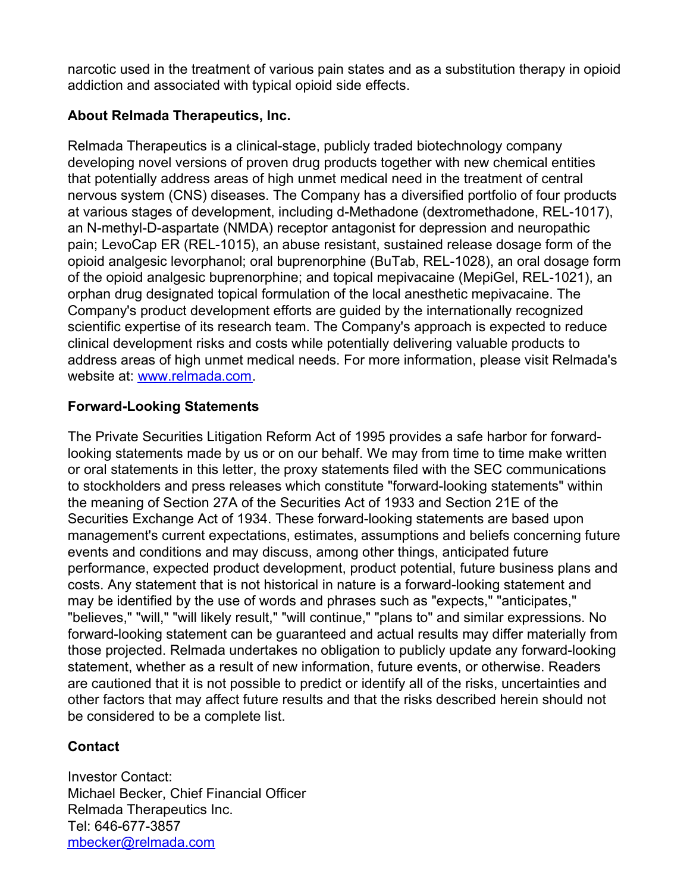narcotic used in the treatment of various pain states and as a substitution therapy in opioid addiction and associated with typical opioid side effects.

**About Relmada Therapeutics, Inc.**

Relmada Therapeutics is a clinical-stage, publicly traded biotechnology company developing novel versions of proven drug products together with new chemical entities that potentially address areas of high unmet medical need in the treatment of central nervous system (CNS) diseases. The Company has a diversified portfolio of four products at various stages of development, including d-Methadone (dextromethadone, REL-1017), an N-methyl-D-aspartate (NMDA) receptor antagonist for depression and neuropathic pain; LevoCap ER (REL-1015), an abuse resistant, sustained release dosage form of the opioid analgesic levorphanol; oral buprenorphine (BuTab, REL-1028), an oral dosage form of the opioid analgesic buprenorphine; and topical mepivacaine (MepiGel, REL-1021), an orphan drug designated topical formulation of the local anesthetic mepivacaine. The Company's product development efforts are guided by the internationally recognized scientific expertise of its research team. The Company's approach is expected to reduce clinical development risks and costs while potentially delivering valuable products to address areas of high unmet medical needs. For more information, please visit Relmada's website at: [www.relmada.com](http://www.relmada.com).

**Forward-Looking Statements**

The Private Securities Litigation Reform Act of 1995 provides a safe harbor for forward-looking statements made by us or on our behalf. We may from time to time make written or oral statements in this letter, the proxy statements filed with the SEC communications to stockholders and press releases which constitute "forward-looking statements" within the meaning of Section 27A of the Securities Act of 1933 and Section 21E of the Securities Exchange Act of 1934. These forward-looking statements are based upon management's current expectations, estimates, assumptions and beliefs concerning future events and conditions and may discuss, among other things, anticipated future performance, expected product development, product potential, future business plans and costs. Any statement that is not historical in nature is a forward-looking statement and may be identified by the use of words and phrases such as "expects," "anticipates," "believes," "will," "will likely result," "will continue," "plans to" and similar expressions. No forward-looking statement can be guaranteed and actual results may differ materially from those projected. Relmada undertakes no obligation to publicly update any forward-looking statement, whether as a result of new information, future events, or otherwise. Readers are cautioned that it is not possible to predict or identify all of the risks, uncertainties and other factors that may affect future results and that the risks described herein should not be considered to be a complete list.

**Contact**

Investor Contact:
Michael Becker, Chief Financial Officer
Relmada Therapeutics Inc.
Tel: 646-677-3857
[mbecker@relmada.com](mailto:mbecker@relmada.com)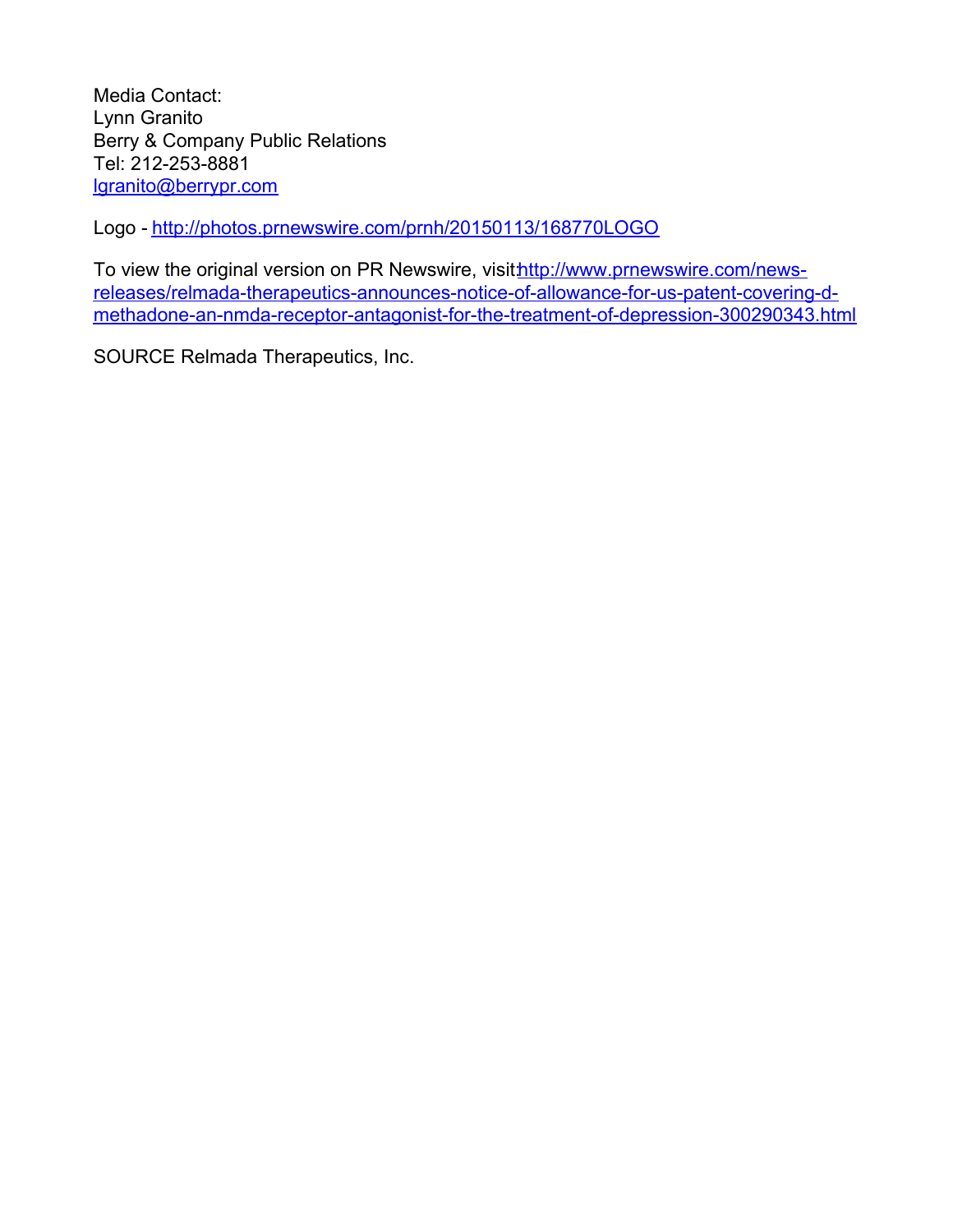Media Contact:
Lynn Granito
Berry & Company Public Relations
Tel: 212-253-8881
lgranito@berrypr.com

Logo - http://photos.prnewswire.com/prnh/20150113/168770LOGO

To view the original version on PR Newswire, visit: http://www.prnewswire.com/news-releases/relmada-therapeutics-announces-notice-of-allowance-for-us-patent-covering-d-methadone-an-nmda-receptor-antagonist-for-the-treatment-of-depression-300290343.html

SOURCE Relmada Therapeutics, Inc.